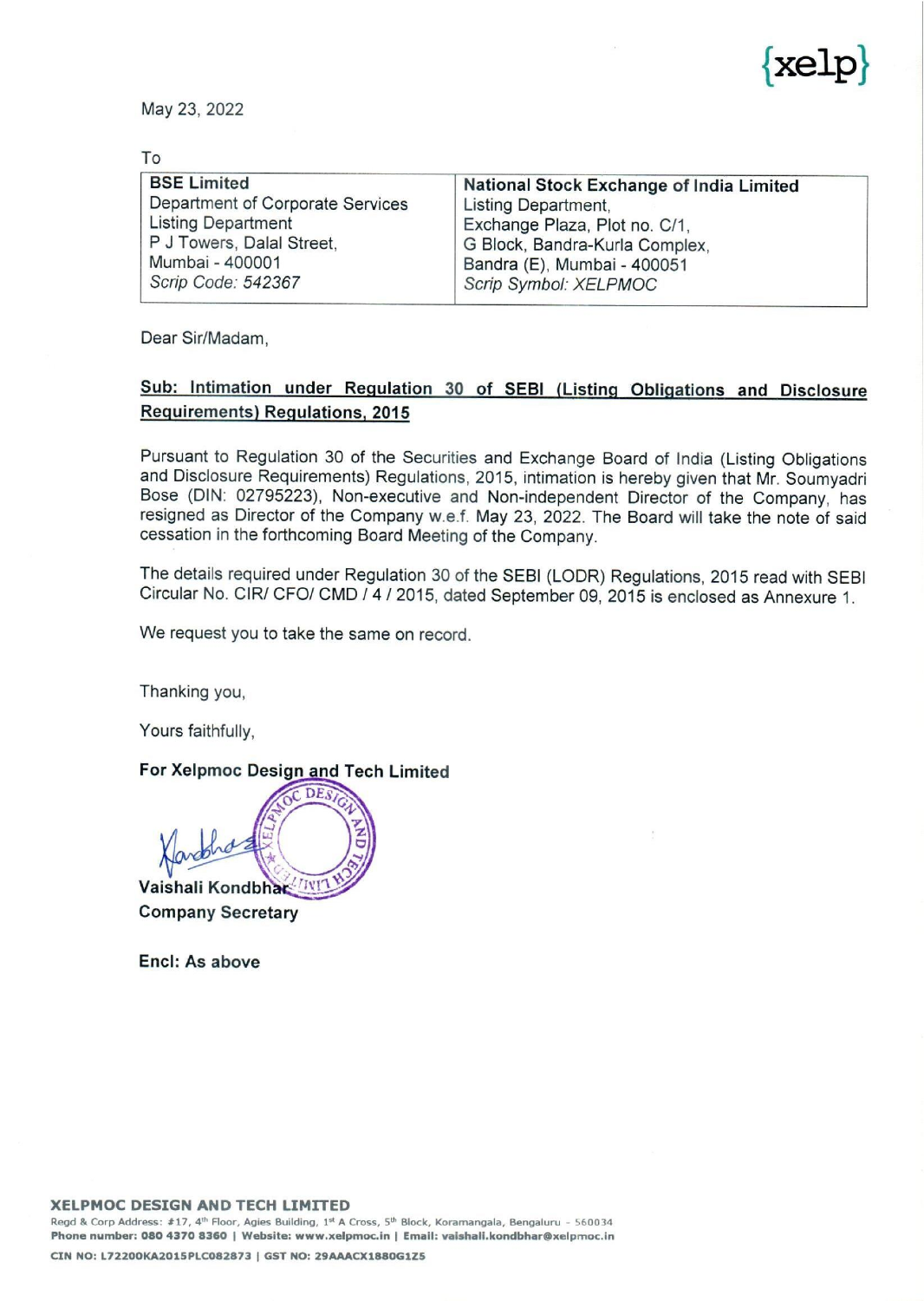{xelp}

May 23, 2022

To

| **BSE Limited** | **National Stock Exchange of India Limited** |
|---|---|
| Department of Corporate Services<br>Listing Department<br>P J Towers, Dalal Street,<br>Mumbai - 400001<br>*Scrip Code: 542367* | Listing Department,<br>Exchange Plaza, Plot no. C/1,<br>G Block, Bandra-Kurla Complex,<br>Bandra (E), Mumbai - 400051<br>*Scrip Symbol: XELPMOC* |

Dear Sir/Madam,

**Sub: Intimation under Regulation 30 of SEBI (Listing Obligations and Disclosure Requirements) Regulations, 2015**

Pursuant to Regulation 30 of the Securities and Exchange Board of India (Listing Obligations and Disclosure Requirements) Regulations, 2015, intimation is hereby given that Mr. Soumyadri Bose (DIN: 02795223), Non-executive and Non-independent Director of the Company, has resigned as Director of the Company w.e.f. May 23, 2022. The Board will take the note of said cessation in the forthcoming Board Meeting of the Company.

The details required under Regulation 30 of the SEBI (LODR) Regulations, 2015 read with SEBI Circular No. CIR/ CFO/ CMD / 4 / 2015, dated September 09, 2015 is enclosed as Annexure 1.

We request you to take the same on record.

Thanking you,

Yours faithfully,

**For Xelpmoc Design and Tech Limited**

**Vaishali Kondbhar**
**Company Secretary**

**Encl: As above**

**XELPMOC DESIGN AND TECH LIMITED**
Regd & Corp Address: #17, 4th Floor, Agies Building, 1st A Cross, 5th Block, Koramangala, Bengaluru - 560034
**Phone number: 080 4370 8360 | Website: www.xelpmoc.in | Email: vaishali.kondbhar@xelpmoc.in**
**CIN NO: L72200KA2015PLC082873 | GST NO: 29AAACX1880G1Z5**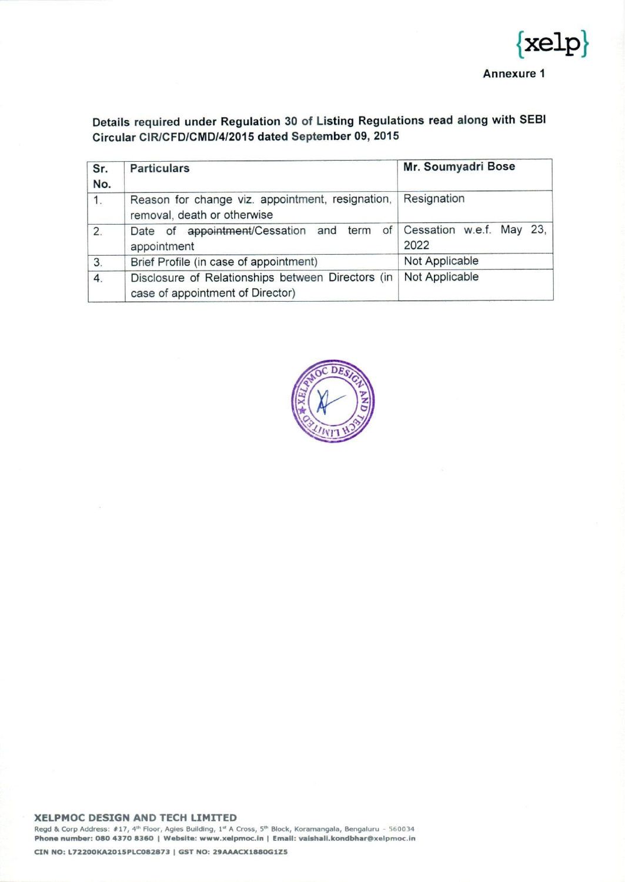{xelp}

**Annexure 1**

**Details required under Regulation 30 of Listing Regulations read along with SEBI Circular CIR/CFD/CMD/4/2015 dated September 09, 2015**

| Sr. No. | Particulars | Mr. Soumyadri Bose |
|---|---|---|
| 1. | Reason for change viz. appointment, resignation, removal, death or otherwise | Resignation |
| 2. | Date of ~~appointment~~/Cessation and term of appointment | Cessation w.e.f. May 23, 2022 |
| 3. | Brief Profile (in case of appointment) | Not Applicable |
| 4. | Disclosure of Relationships between Directors (in case of appointment of Director) | Not Applicable |

**XELPMOC DESIGN AND TECH LIMITED**
Regd & Corp Address: #17, 4th Floor, Agies Building, 1st A Cross, 5th Block, Koramangala, Bengaluru - 560034
**Phone number: 080 4370 8360 | Website: www.xelpmoc.in | Email: vaishali.kondbhar@xelpmoc.in**

**CIN NO: L72200KA2015PLC082873 | GST NO: 29AAACX1880G1Z5**